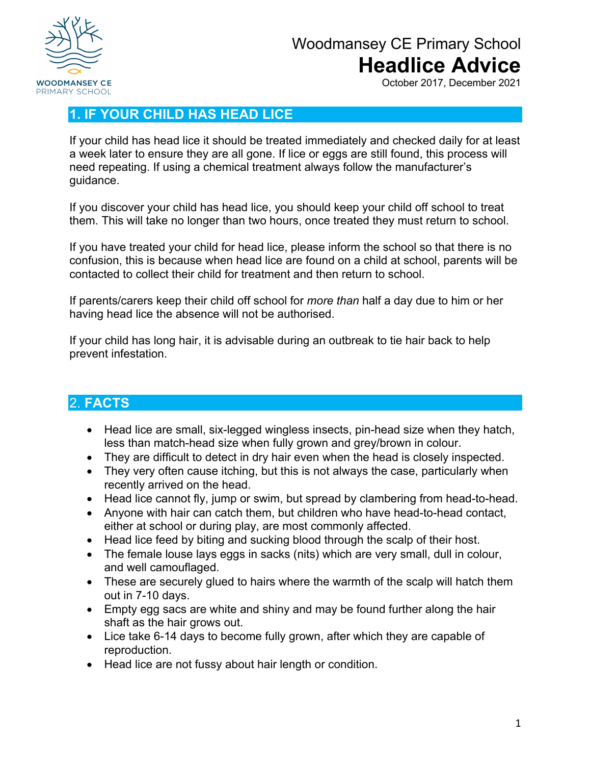WOODMANSEY CE PRIMARY SCHOOL

Woodmansey CE Primary School

# Headlice Advice

October 2017, December 2021

## 1. IF YOUR CHILD HAS HEAD LICE

If your child has head lice it should be treated immediately and checked daily for at least a week later to ensure they are all gone. If lice or eggs are still found, this process will need repeating. If using a chemical treatment always follow the manufacturer's guidance.

If you discover your child has head lice, you should keep your child off school to treat them. This will take no longer than two hours, once treated they must return to school.

If you have treated your child for head lice, please inform the school so that there is no confusion, this is because when head lice are found on a child at school, parents will be contacted to collect their child for treatment and then return to school.

If parents/carers keep their child off school for *more than* half a day due to him or her having head lice the absence will not be authorised.

If your child has long hair, it is advisable during an outbreak to tie hair back to help prevent infestation.

## 2. FACTS

- Head lice are small, six-legged wingless insects, pin-head size when they hatch, less than match-head size when fully grown and grey/brown in colour.
- They are difficult to detect in dry hair even when the head is closely inspected.
- They very often cause itching, but this is not always the case, particularly when recently arrived on the head.
- Head lice cannot fly, jump or swim, but spread by clambering from head-to-head.
- Anyone with hair can catch them, but children who have head-to-head contact, either at school or during play, are most commonly affected.
- Head lice feed by biting and sucking blood through the scalp of their host.
- The female louse lays eggs in sacks (nits) which are very small, dull in colour, and well camouflaged.
- These are securely glued to hairs where the warmth of the scalp will hatch them out in 7-10 days.
- Empty egg sacs are white and shiny and may be found further along the hair shaft as the hair grows out.
- Lice take 6-14 days to become fully grown, after which they are capable of reproduction.
- Head lice are not fussy about hair length or condition.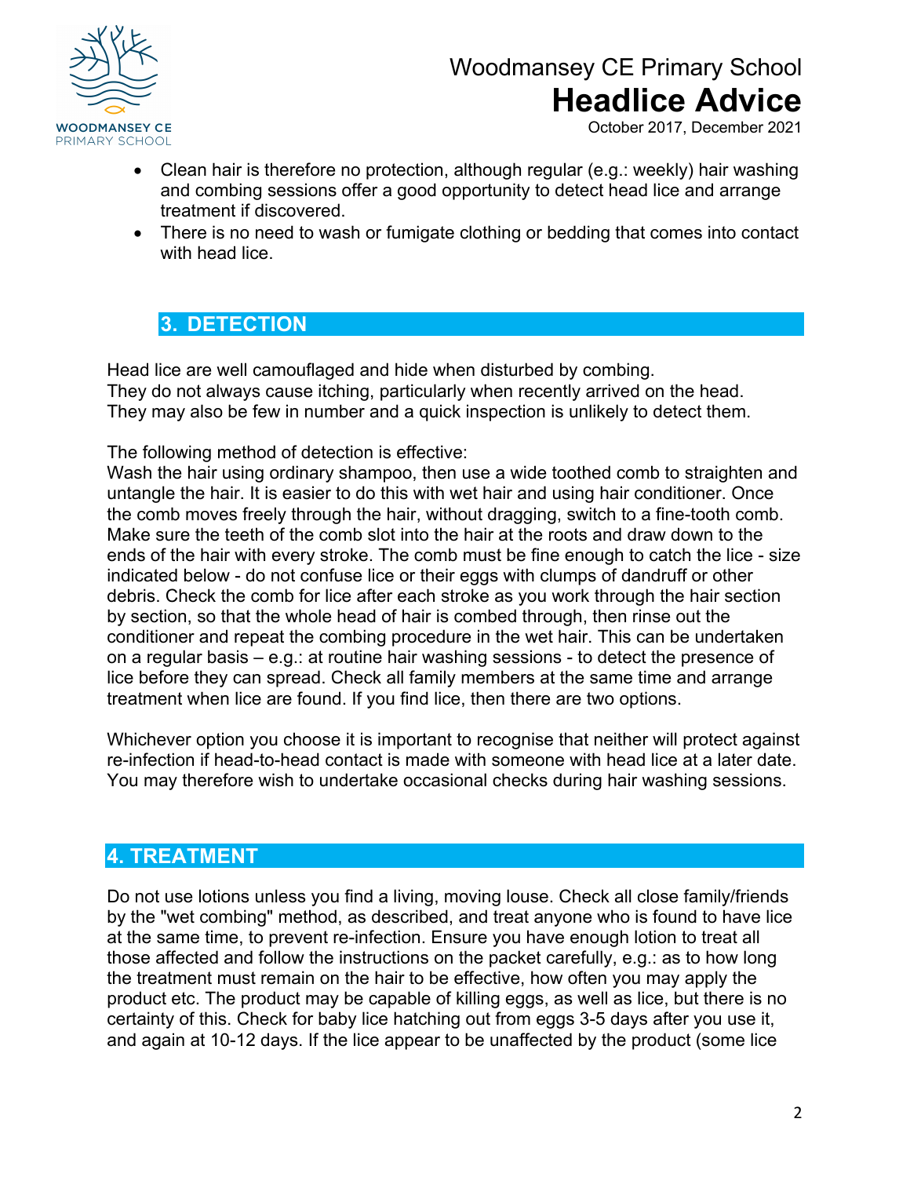- Clean hair is therefore no protection, although regular (e.g.: weekly) hair washing and combing sessions offer a good opportunity to detect head lice and arrange treatment if discovered.
- There is no need to wash or fumigate clothing or bedding that comes into contact with head lice.

## 3. DETECTION

Head lice are well camouflaged and hide when disturbed by combing.
They do not always cause itching, particularly when recently arrived on the head.
They may also be few in number and a quick inspection is unlikely to detect them.

The following method of detection is effective:
Wash the hair using ordinary shampoo, then use a wide toothed comb to straighten and untangle the hair. It is easier to do this with wet hair and using hair conditioner. Once the comb moves freely through the hair, without dragging, switch to a fine-tooth comb. Make sure the teeth of the comb slot into the hair at the roots and draw down to the ends of the hair with every stroke. The comb must be fine enough to catch the lice - size indicated below - do not confuse lice or their eggs with clumps of dandruff or other debris. Check the comb for lice after each stroke as you work through the hair section by section, so that the whole head of hair is combed through, then rinse out the conditioner and repeat the combing procedure in the wet hair. This can be undertaken on a regular basis – e.g.: at routine hair washing sessions - to detect the presence of lice before they can spread. Check all family members at the same time and arrange treatment when lice are found. If you find lice, then there are two options.

Whichever option you choose it is important to recognise that neither will protect against re-infection if head-to-head contact is made with someone with head lice at a later date. You may therefore wish to undertake occasional checks during hair washing sessions.

## 4. TREATMENT

Do not use lotions unless you find a living, moving louse. Check all close family/friends by the "wet combing" method, as described, and treat anyone who is found to have lice at the same time, to prevent re-infection. Ensure you have enough lotion to treat all those affected and follow the instructions on the packet carefully, e.g.: as to how long the treatment must remain on the hair to be effective, how often you may apply the product etc. The product may be capable of killing eggs, as well as lice, but there is no certainty of this. Check for baby lice hatching out from eggs 3-5 days after you use it, and again at 10-12 days. If the lice appear to be unaffected by the product (some lice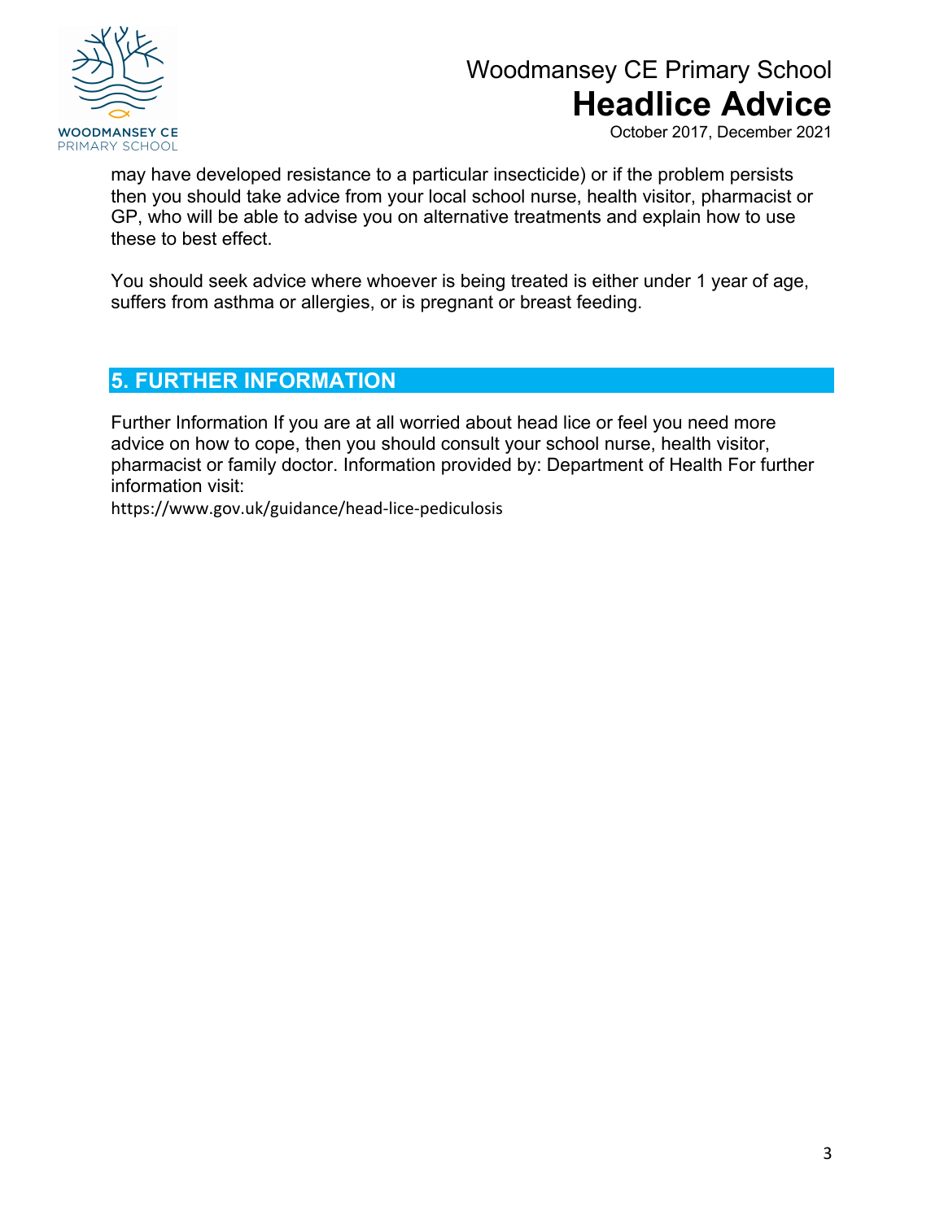may have developed resistance to a particular insecticide) or if the problem persists then you should take advice from your local school nurse, health visitor, pharmacist or GP, who will be able to advise you on alternative treatments and explain how to use these to best effect.

You should seek advice where whoever is being treated is either under 1 year of age, suffers from asthma or allergies, or is pregnant or breast feeding.

## 5. FURTHER INFORMATION

Further Information If you are at all worried about head lice or feel you need more advice on how to cope, then you should consult your school nurse, health visitor, pharmacist or family doctor. Information provided by: Department of Health For further information visit:
https://www.gov.uk/guidance/head-lice-pediculosis